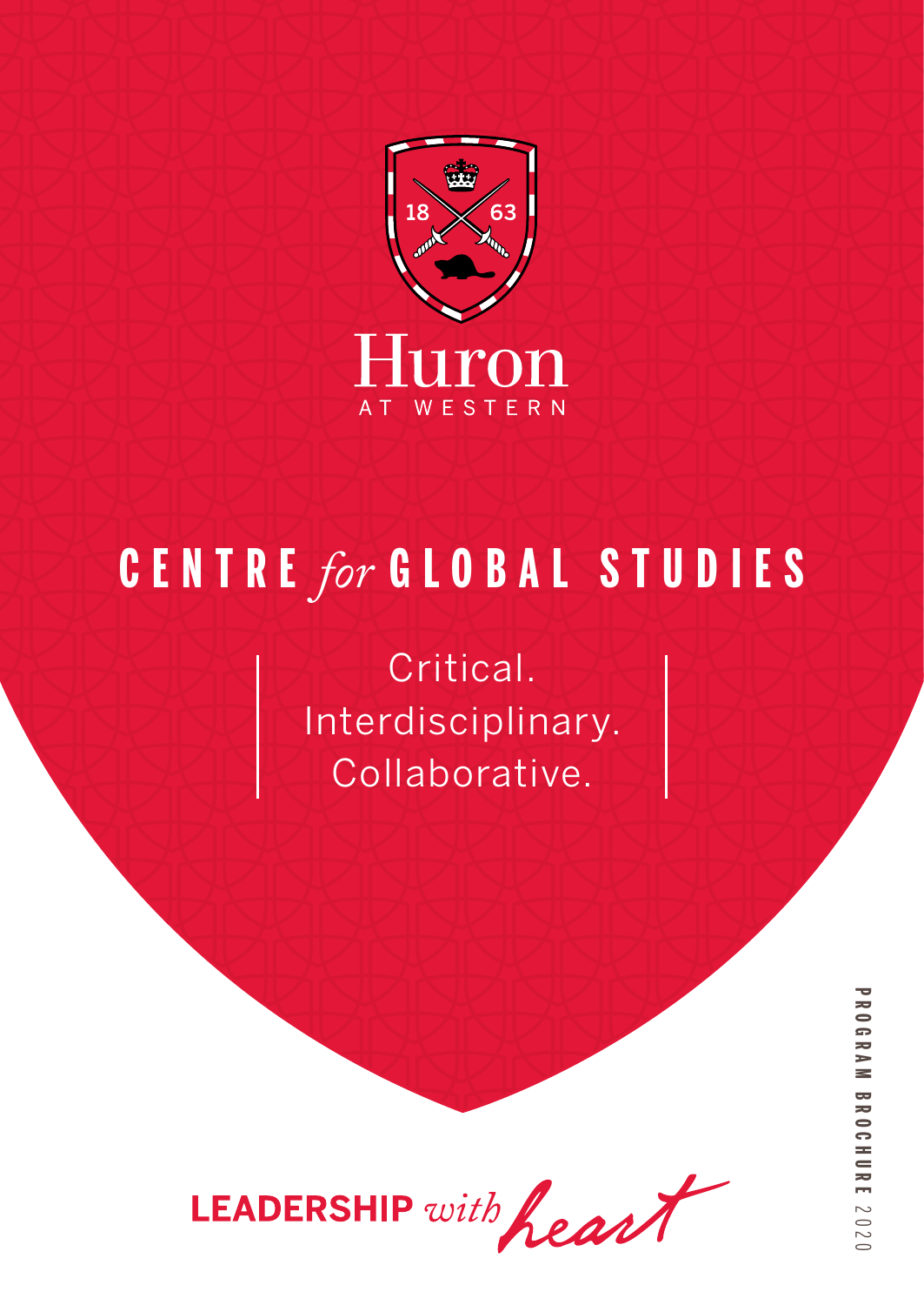18 63

Huron

AT WESTERN

# CENTRE *for* GLOBAL STUDIES

Critical.
Interdisciplinary.
Collaborative.

**LEADERSHIP** *with heart*

**PROGRAM BROCHURE** 2020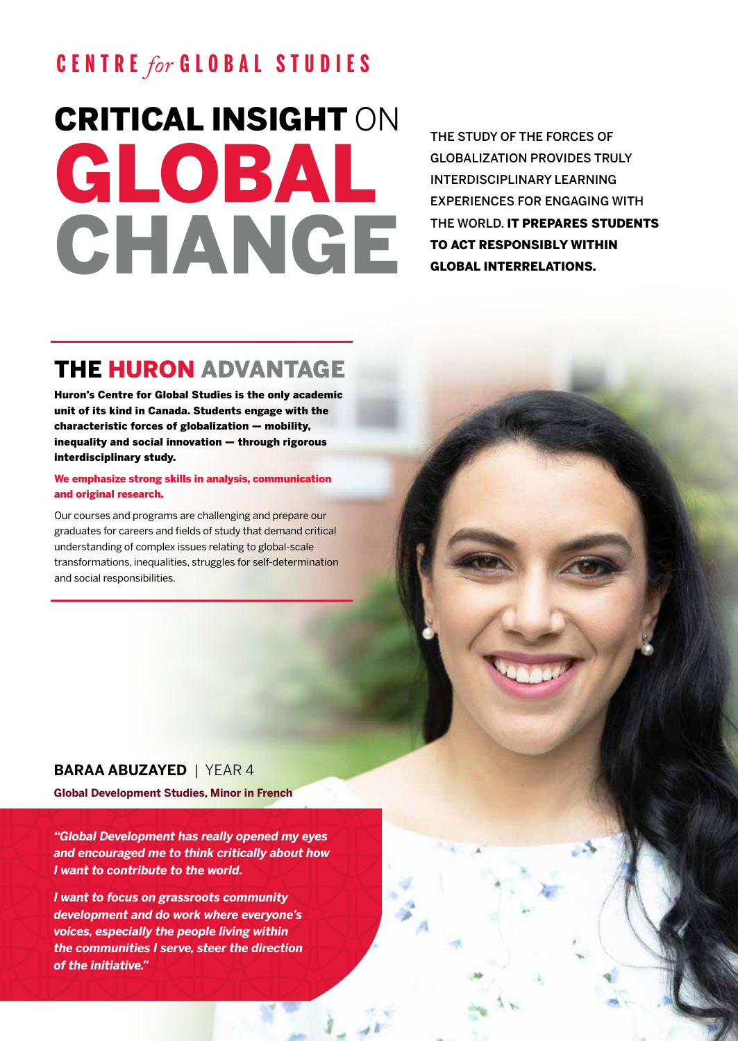CENTRE *for* GLOBAL STUDIES

# CRITICAL INSIGHT ON GLOBAL CHANGE

THE STUDY OF THE FORCES OF GLOBALIZATION PROVIDES TRULY INTERDISCIPLINARY LEARNING EXPERIENCES FOR ENGAGING WITH THE WORLD. **IT PREPARES STUDENTS TO ACT RESPONSIBLY WITHIN GLOBAL INTERRELATIONS.**

## THE HURON ADVANTAGE

**Huron's Centre for Global Studies is the only academic unit of its kind in Canada. Students engage with the characteristic forces of globalization — mobility, inequality and social innovation — through rigorous interdisciplinary study.**

**We emphasize strong skills in analysis, communication and original research.**

Our courses and programs are challenging and prepare our graduates for careers and fields of study that demand critical understanding of complex issues relating to global-scale transformations, inequalities, struggles for self-determination and social responsibilities.

**BARAA ABUZAYED** | YEAR 4

**Global Development Studies, Minor in French**

***"Global Development has really opened my eyes and encouraged me to think critically about how I want to contribute to the world.***

***I want to focus on grassroots community development and do work where everyone's voices, especially the people living within the communities I serve, steer the direction of the initiative."***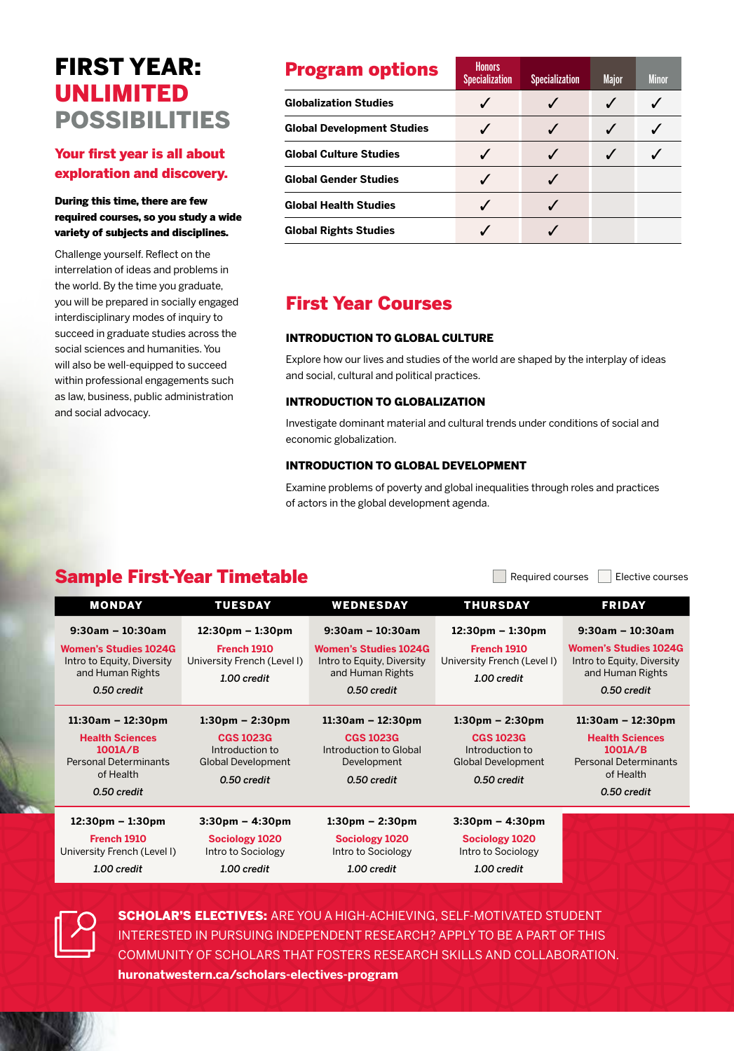# FIRST YEAR: UNLIMITED POSSIBILITIES

## Your first year is all about exploration and discovery.

**During this time, there are few required courses, so you study a wide variety of subjects and disciplines.**

Challenge yourself. Reflect on the interrelation of ideas and problems in the world. By the time you graduate, you will be prepared in socially engaged interdisciplinary modes of inquiry to succeed in graduate studies across the social sciences and humanities. You will also be well-equipped to succeed within professional engagements such as law, business, public administration and social advocacy.

## Program options

| Program options | Honors Specialization | Specialization | Major | Minor |
|---|---|---|---|---|
| Globalization Studies | ✓ | ✓ | ✓ | ✓ |
| Global Development Studies | ✓ | ✓ | ✓ | ✓ |
| Global Culture Studies | ✓ | ✓ | ✓ | ✓ |
| Global Gender Studies | ✓ | ✓ | | |
| Global Health Studies | ✓ | ✓ | | |
| Global Rights Studies | ✓ | ✓ | | |

## First Year Courses

### INTRODUCTION TO GLOBAL CULTURE

Explore how our lives and studies of the world are shaped by the interplay of ideas and social, cultural and political practices.

### INTRODUCTION TO GLOBALIZATION

Investigate dominant material and cultural trends under conditions of social and economic globalization.

### INTRODUCTION TO GLOBAL DEVELOPMENT

Examine problems of poverty and global inequalities through roles and practices of actors in the global development agenda.

## Sample First-Year Timetable

Required courses / Elective courses

| MONDAY | TUESDAY | WEDNESDAY | THURSDAY | FRIDAY |
|---|---|---|---|---|
| 9:30am – 10:30am<br>**Women's Studies 1024G**<br>Intro to Equity, Diversity and Human Rights<br>*0.50 credit* | 12:30pm – 1:30pm<br>**French 1910**<br>University French (Level I)<br>*1.00 credit* | 9:30am – 10:30am<br>**Women's Studies 1024G**<br>Intro to Equity, Diversity and Human Rights<br>*0.50 credit* | 12:30pm – 1:30pm<br>**French 1910**<br>University French (Level I)<br>*1.00 credit* | 9:30am – 10:30am<br>**Women's Studies 1024G**<br>Intro to Equity, Diversity and Human Rights<br>*0.50 credit* |
| 11:30am – 12:30pm<br>**Health Sciences 1001A/B**<br>Personal Determinants of Health<br>*0.50 credit* | 1:30pm – 2:30pm<br>**CGS 1023G**<br>Introduction to Global Development<br>*0.50 credit* | 11:30am – 12:30pm<br>**CGS 1023G**<br>Introduction to Global Development<br>*0.50 credit* | 1:30pm – 2:30pm<br>**CGS 1023G**<br>Introduction to Global Development<br>*0.50 credit* | 11:30am – 12:30pm<br>**Health Sciences 1001A/B**<br>Personal Determinants of Health<br>*0.50 credit* |
| 12:30pm – 1:30pm<br>**French 1910**<br>University French (Level I)<br>*1.00 credit* | 3:30pm – 4:30pm<br>**Sociology 1020**<br>Intro to Sociology<br>*1.00 credit* | 1:30pm – 2:30pm<br>**Sociology 1020**<br>Intro to Sociology<br>*1.00 credit* | 3:30pm – 4:30pm<br>**Sociology 1020**<br>Intro to Sociology<br>*1.00 credit* | |

**SCHOLAR'S ELECTIVES:** ARE YOU A HIGH-ACHIEVING, SELF-MOTIVATED STUDENT INTERESTED IN PURSUING INDEPENDENT RESEARCH? APPLY TO BE A PART OF THIS COMMUNITY OF SCHOLARS THAT FOSTERS RESEARCH SKILLS AND COLLABORATION. **huronatwestern.ca/scholars-electives-program**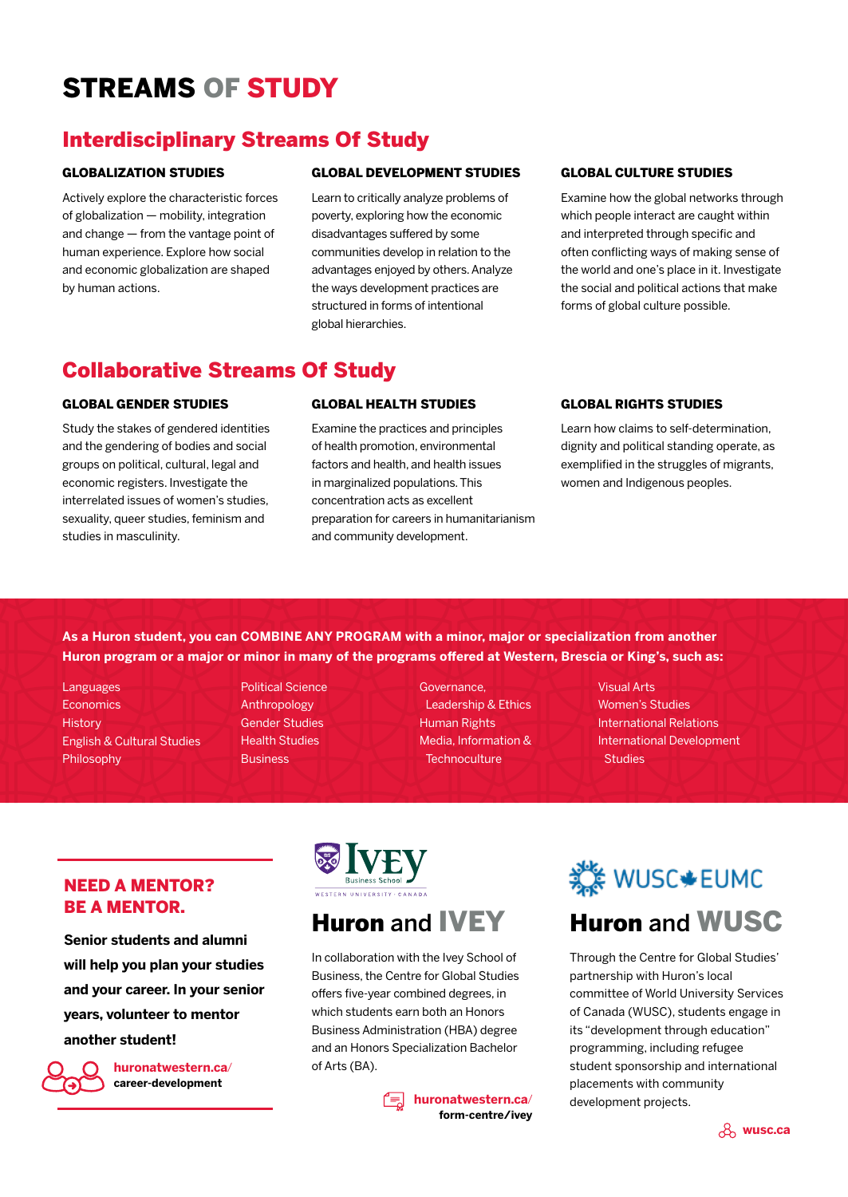# STREAMS OF STUDY

## Interdisciplinary Streams Of Study

### GLOBALIZATION STUDIES

Actively explore the characteristic forces of globalization — mobility, integration and change — from the vantage point of human experience. Explore how social and economic globalization are shaped by human actions.

### GLOBAL DEVELOPMENT STUDIES

Learn to critically analyze problems of poverty, exploring how the economic disadvantages suffered by some communities develop in relation to the advantages enjoyed by others. Analyze the ways development practices are structured in forms of intentional global hierarchies.

### GLOBAL CULTURE STUDIES

Examine how the global networks through which people interact are caught within and interpreted through specific and often conflicting ways of making sense of the world and one's place in it. Investigate the social and political actions that make forms of global culture possible.

## Collaborative Streams Of Study

### GLOBAL GENDER STUDIES

Study the stakes of gendered identities and the gendering of bodies and social groups on political, cultural, legal and economic registers. Investigate the interrelated issues of women's studies, sexuality, queer studies, feminism and studies in masculinity.

### GLOBAL HEALTH STUDIES

Examine the practices and principles of health promotion, environmental factors and health, and health issues in marginalized populations. This concentration acts as excellent preparation for careers in humanitarianism and community development.

### GLOBAL RIGHTS STUDIES

Learn how claims to self-determination, dignity and political standing operate, as exemplified in the struggles of migrants, women and Indigenous peoples.

**As a Huron student, you can COMBINE ANY PROGRAM with a minor, major or specialization from another Huron program or a major or minor in many of the programs offered at Western, Brescia or King's, such as:**

- Languages
- Economics
- History
- English & Cultural Studies
- Philosophy
- Political Science
- Anthropology
- Gender Studies
- Health Studies
- Business
- Governance, Leadership & Ethics
- Human Rights
- Media, Information & Technoculture
- Visual Arts
- Women's Studies
- International Relations
- International Development Studies

## NEED A MENTOR? BE A MENTOR.

**Senior students and alumni will help you plan your studies and your career. In your senior years, volunteer to mentor another student!**

**huronatwestern.ca/career-development**

## Huron and IVEY

In collaboration with the Ivey School of Business, the Centre for Global Studies offers five-year combined degrees, in which students earn both an Honors Business Administration (HBA) degree and an Honors Specialization Bachelor of Arts (BA).

**huronatwestern.ca/form-centre/ivey**

## Huron and WUSC

Through the Centre for Global Studies' partnership with Huron's local committee of World University Services of Canada (WUSC), students engage in its "development through education" programming, including refugee student sponsorship and international placements with community development projects.

**wusc.ca**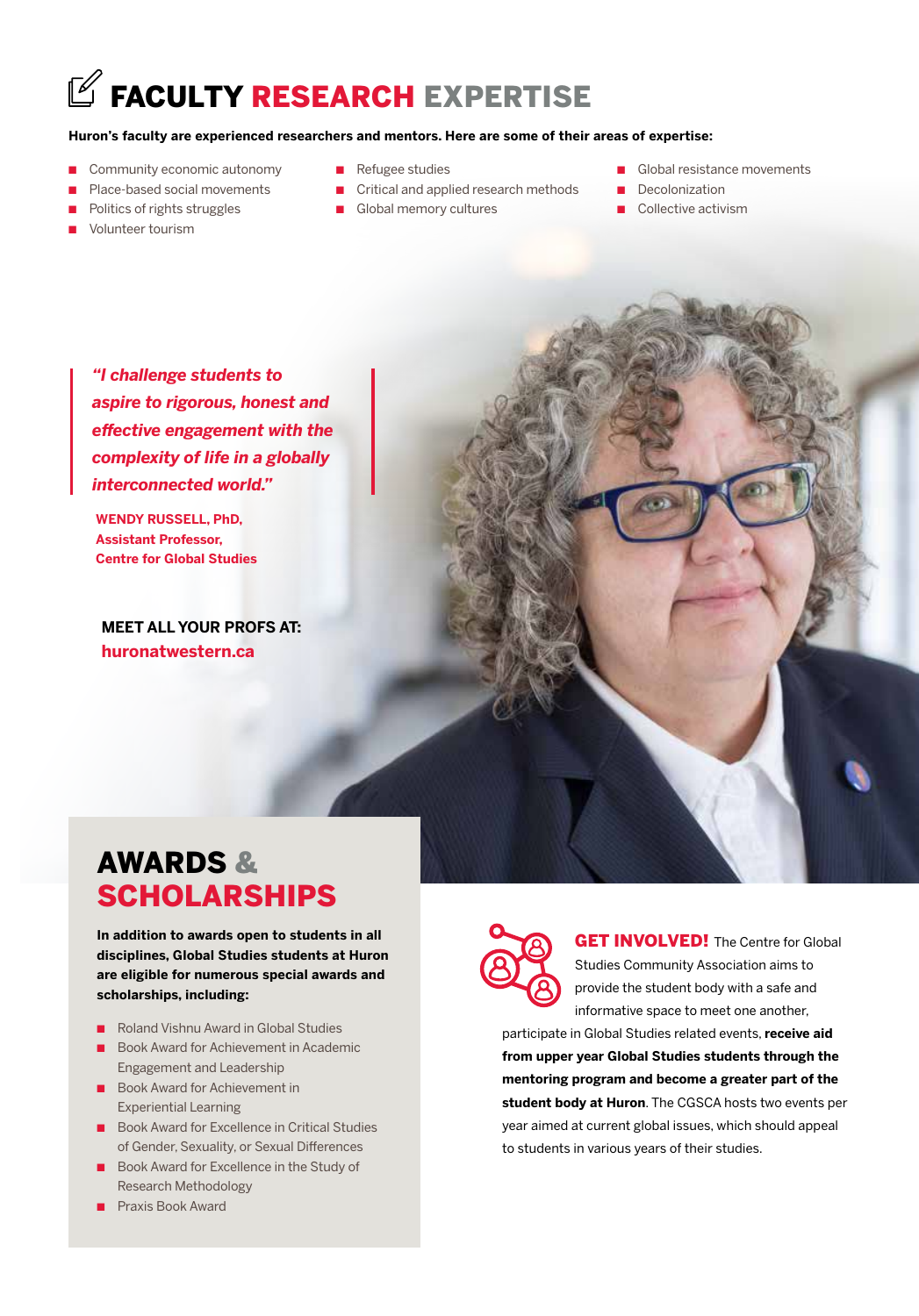# FACULTY RESEARCH EXPERTISE

**Huron's faculty are experienced researchers and mentors. Here are some of their areas of expertise:**

- Community economic autonomy
- Place-based social movements
- Politics of rights struggles
- Volunteer tourism
- Refugee studies
- Critical and applied research methods
- Global memory cultures
- Global resistance movements
- Decolonization
- Collective activism

> ***"I challenge students to aspire to rigorous, honest and effective engagement with the complexity of life in a globally interconnected world."***

**WENDY RUSSELL, PhD,**
**Assistant Professor,**
**Centre for Global Studies**

**MEET ALL YOUR PROFS AT:**
**huronatwestern.ca**

## AWARDS & SCHOLARSHIPS

**In addition to awards open to students in all disciplines, Global Studies students at Huron are eligible for numerous special awards and scholarships, including:**

- Roland Vishnu Award in Global Studies
- Book Award for Achievement in Academic Engagement and Leadership
- Book Award for Achievement in Experiential Learning
- Book Award for Excellence in Critical Studies of Gender, Sexuality, or Sexual Differences
- Book Award for Excellence in the Study of Research Methodology
- Praxis Book Award

**GET INVOLVED!** The Centre for Global Studies Community Association aims to provide the student body with a safe and informative space to meet one another, participate in Global Studies related events, **receive aid from upper year Global Studies students through the mentoring program and become a greater part of the student body at Huron**. The CGSCA hosts two events per year aimed at current global issues, which should appeal to students in various years of their studies.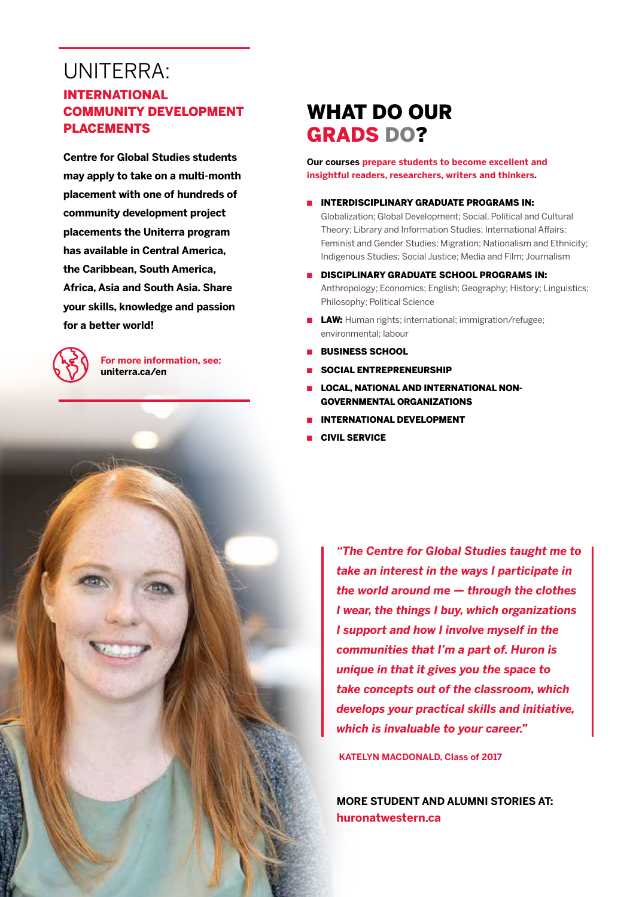# UNITERRA:

## INTERNATIONAL COMMUNITY DEVELOPMENT PLACEMENTS

**Centre for Global Studies students may apply to take on a multi-month placement with one of hundreds of community development project placements the Uniterra program has available in Central America, the Caribbean, South America, Africa, Asia and South Asia. Share your skills, knowledge and passion for a better world!**

**For more information, see:**
**uniterra.ca/en**

# WHAT DO OUR GRADS DO?

**Our courses prepare students to become excellent and insightful readers, researchers, writers and thinkers.**

- **INTERDISCIPLINARY GRADUATE PROGRAMS IN:** Globalization; Global Development; Social, Political and Cultural Theory; Library and Information Studies; International Affairs; Feminist and Gender Studies; Migration; Nationalism and Ethnicity; Indigenous Studies; Social Justice; Media and Film; Journalism
- **DISCIPLINARY GRADUATE SCHOOL PROGRAMS IN:** Anthropology; Economics; English; Geography; History; Linguistics; Philosophy; Political Science
- **LAW:** Human rights; international; immigration/refugee; environmental; labour
- **BUSINESS SCHOOL**
- **SOCIAL ENTREPRENEURSHIP**
- **LOCAL, NATIONAL AND INTERNATIONAL NON-GOVERNMENTAL ORGANIZATIONS**
- **INTERNATIONAL DEVELOPMENT**
- **CIVIL SERVICE**

> ***"The Centre for Global Studies taught me to take an interest in the ways I participate in the world around me — through the clothes I wear, the things I buy, which organizations I support and how I involve myself in the communities that I'm a part of. Huron is unique in that it gives you the space to take concepts out of the classroom, which develops your practical skills and initiative, which is invaluable to your career."***

**KATELYN MACDONALD, Class of 2017**

**MORE STUDENT AND ALUMNI STORIES AT:**
**huronatwestern.ca**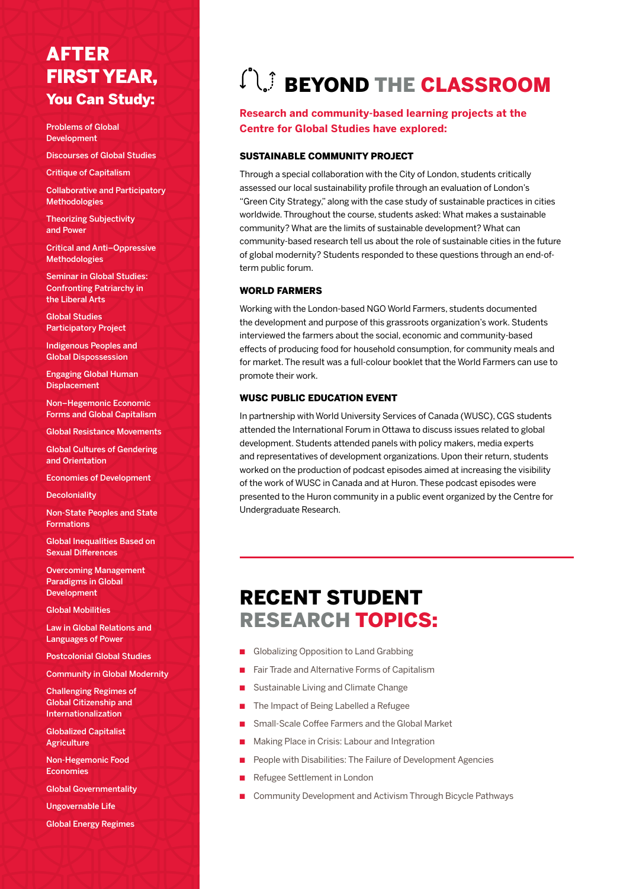# AFTER FIRST YEAR, You Can Study:

- Problems of Global Development
- Discourses of Global Studies
- Critique of Capitalism
- Collaborative and Participatory Methodologies
- Theorizing Subjectivity and Power
- Critical and Anti–Oppressive Methodologies
- Seminar in Global Studies: Confronting Patriarchy in the Liberal Arts
- Global Studies Participatory Project
- Indigenous Peoples and Global Dispossession
- Engaging Global Human Displacement
- Non–Hegemonic Economic Forms and Global Capitalism
- Global Resistance Movements
- Global Cultures of Gendering and Orientation
- Economies of Development
- Decoloniality
- Non-State Peoples and State Formations
- Global Inequalities Based on Sexual Differences
- Overcoming Management Paradigms in Global Development
- Global Mobilities
- Law in Global Relations and Languages of Power
- Postcolonial Global Studies
- Community in Global Modernity
- Challenging Regimes of Global Citizenship and Internationalization
- Globalized Capitalist Agriculture
- Non-Hegemonic Food Economies
- Global Governmentality
- Ungovernable Life
- Global Energy Regimes

# BEYOND THE CLASSROOM

**Research and community-based learning projects at the Centre for Global Studies have explored:**

### SUSTAINABLE COMMUNITY PROJECT

Through a special collaboration with the City of London, students critically assessed our local sustainability profile through an evaluation of London's "Green City Strategy," along with the case study of sustainable practices in cities worldwide. Throughout the course, students asked: What makes a sustainable community? What are the limits of sustainable development? What can community-based research tell us about the role of sustainable cities in the future of global modernity? Students responded to these questions through an end-of-term public forum.

### WORLD FARMERS

Working with the London-based NGO World Farmers, students documented the development and purpose of this grassroots organization's work. Students interviewed the farmers about the social, economic and community-based effects of producing food for household consumption, for community meals and for market. The result was a full-colour booklet that the World Farmers can use to promote their work.

### WUSC PUBLIC EDUCATION EVENT

In partnership with World University Services of Canada (WUSC), CGS students attended the International Forum in Ottawa to discuss issues related to global development. Students attended panels with policy makers, media experts and representatives of development organizations. Upon their return, students worked on the production of podcast episodes aimed at increasing the visibility of the work of WUSC in Canada and at Huron. These podcast episodes were presented to the Huron community in a public event organized by the Centre for Undergraduate Research.

# RECENT STUDENT RESEARCH TOPICS:

- Globalizing Opposition to Land Grabbing
- Fair Trade and Alternative Forms of Capitalism
- Sustainable Living and Climate Change
- The Impact of Being Labelled a Refugee
- Small-Scale Coffee Farmers and the Global Market
- Making Place in Crisis: Labour and Integration
- People with Disabilities: The Failure of Development Agencies
- Refugee Settlement in London
- Community Development and Activism Through Bicycle Pathways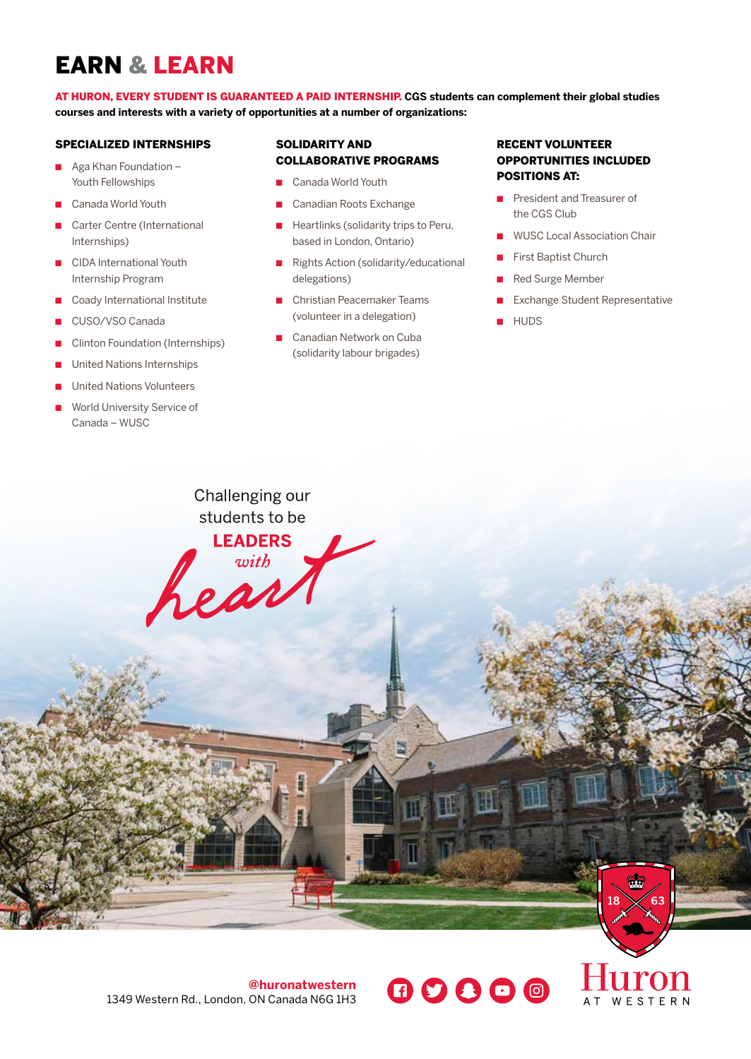# EARN & LEARN

**AT HURON, EVERY STUDENT IS GUARANTEED A PAID INTERNSHIP. CGS students can complement their global studies courses and interests with a variety of opportunities at a number of organizations:**

### SPECIALIZED INTERNSHIPS

- Aga Khan Foundation – Youth Fellowships
- Canada World Youth
- Carter Centre (International Internships)
- CIDA International Youth Internship Program
- Coady International Institute
- CUSO/VSO Canada
- Clinton Foundation (Internships)
- United Nations Internships
- United Nations Volunteers
- World University Service of Canada – WUSC

### SOLIDARITY AND COLLABORATIVE PROGRAMS

- Canada World Youth
- Canadian Roots Exchange
- Heartlinks (solidarity trips to Peru, based in London, Ontario)
- Rights Action (solidarity/educational delegations)
- Christian Peacemaker Teams (volunteer in a delegation)
- Canadian Network on Cuba (solidarity labour brigades)

### RECENT VOLUNTEER OPPORTUNITIES INCLUDED POSITIONS AT:

- President and Treasurer of the CGS Club
- WUSC Local Association Chair
- First Baptist Church
- Red Surge Member
- Exchange Student Representative
- HUDS

Challenging our students to be **LEADERS** *with heart*

**@huronatwestern**
1349 Western Rd., London, ON Canada N6G 1H3

Huron AT WESTERN